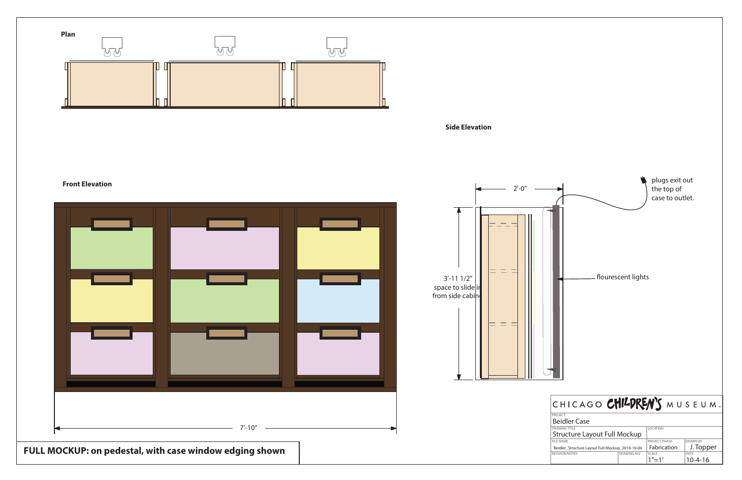**Plan**

**Side Elevation**

**Front Elevation**

2'-0"

3'-11 1/2"
space to slide in
from side cabinet

plugs exit out the top of case to outlet.

flourescent lights

7'-10"

**FULL MOCKUP: on pedestal, with case window edging shown**

CHICAGO CHILDREN'S MUSEUM

| | | |
|---|---|---|
| PROJECT<br>Beidler Case | | |
| DRAWING TITLE<br>Structure Layout Full Mockup | LOCATION | |
| FILE NAME<br>Beidler_Structure Layout Full Mockup_2016-10-04 | PROJECT PHASE<br>Fabrication | DRAWN BY<br>J. Topper |
| REVISION/NOTES / DRAWING NO. | SCALE<br>1"=1' | DATE<br>10-4-16 |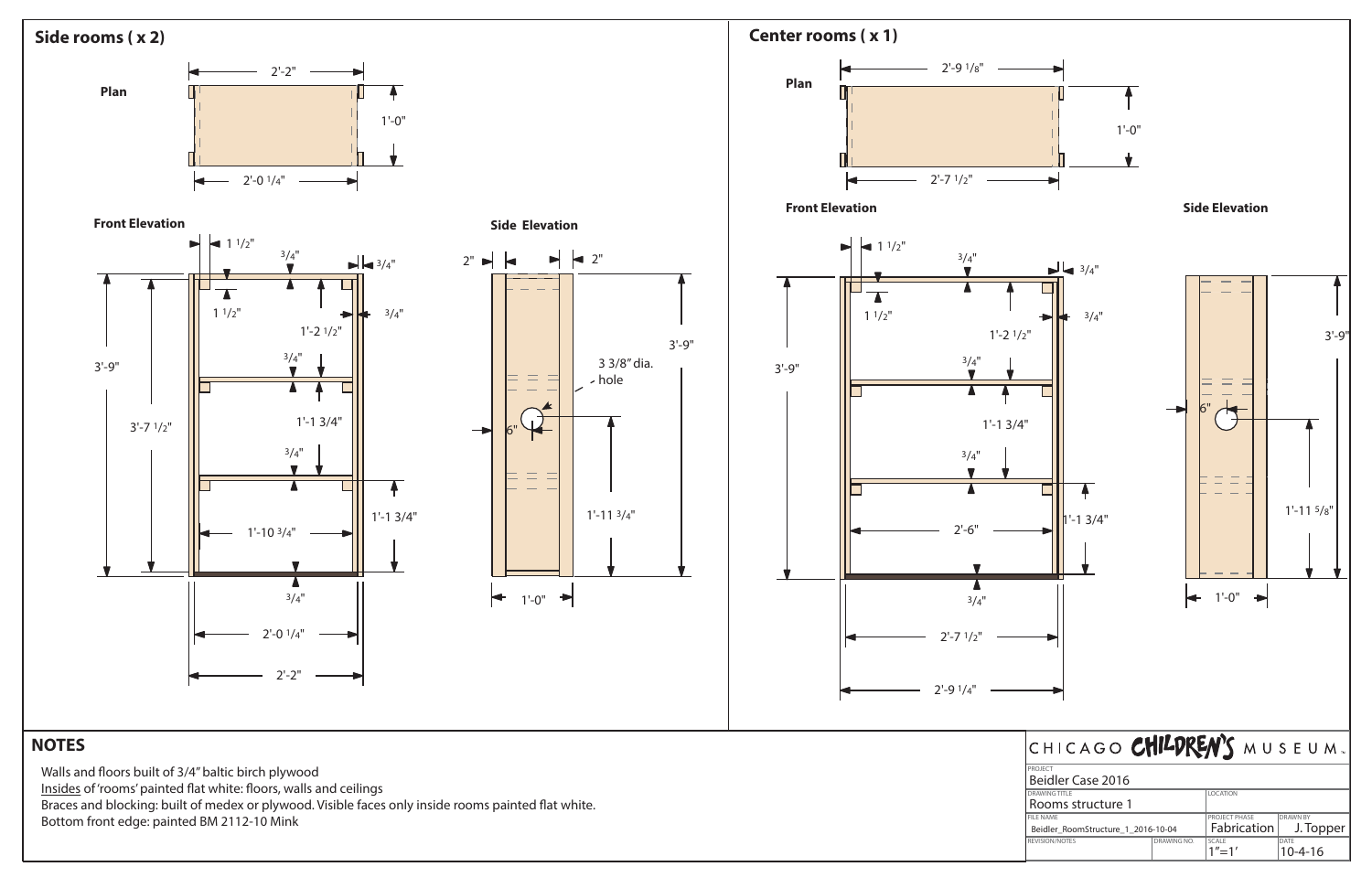## Side rooms ( x 2)

**Plan**

2'-2"

1'-0"

2'-0 1/4"

**Front Elevation**

1 1/2"

3/4"

3/4"

1 1/2"

1'-2 1/2"

3/4"

3'-9"

3/4"

3'-7 1/2"

1'-1 3/4"

3/4"

1'-10 3/4"

1'-1 3/4"

3/4"

2'-0 1/4"

2'-2"

**Side Elevation**

2"

2"

3'-9"

3 3/8" dia. hole

6"

1'-11 3/4"

1'-0"

## Center rooms ( x 1)

**Plan**

2'-9 1/8"

1'-0"

2'-7 1/2"

**Front Elevation**

1 1/2"

3/4"

3/4"

1 1/2"

1'-2 1/2"

3/4"

3/4"

3'-9"

1'-1 3/4"

3/4"

2'-6"

1'-1 3/4"

3/4"

2'-7 1/2"

2'-9 1/4"

**Side Elevation**

3'-9"

6"

1'-11 5/8"

1'-0"

## NOTES

Walls and floors built of 3/4" baltic birch plywood

Insides of 'rooms' painted flat white: floors, walls and ceilings

Braces and blocking: built of medex or plywood. Visible faces only inside rooms painted flat white.

Bottom front edge: painted BM 2112-10 Mink

CHICAGO CHILDREN'S MUSEUM

| PROJECT | | | |
|---|---|---|---|
| Beidler Case 2016 | | | |
| DRAWING TITLE | | LOCATION | |
| Rooms structure 1 | | | |
| FILE NAME | | PROJECT PHASE | DRAWN BY |
| Beidler_RoomStructure_1_2016-10-04 | | Fabrication | J. Topper |
| REVISION/NOTES | DRAWING NO. | SCALE | DATE |
| | | 1"=1' | 10-4-16 |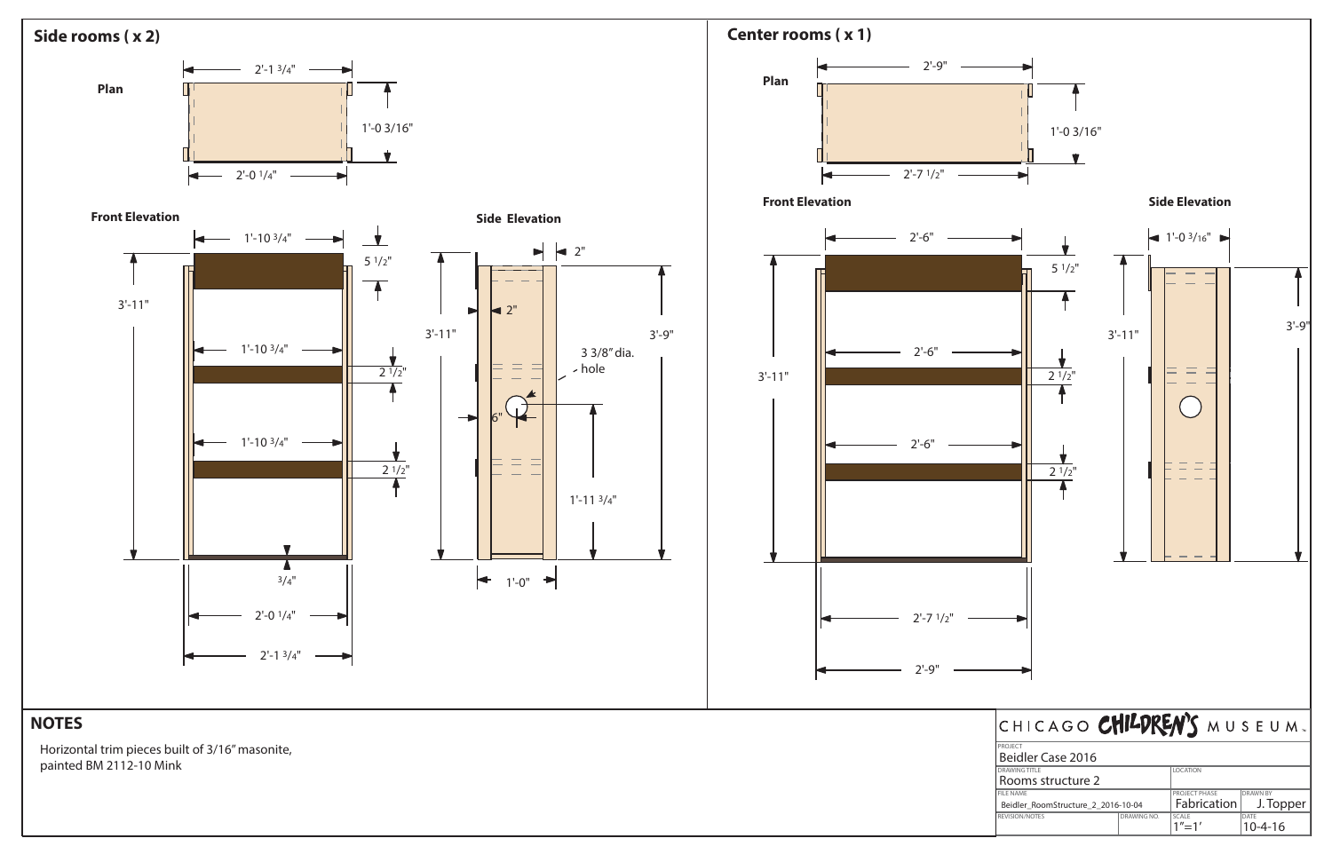## Side rooms ( x 2)

**Plan**

2'-1 3/4"

1'-0 3/16"

2'-0 1/4"

**Front Elevation**

1'-10 3/4"

5 1/2"

3'-11"

1'-10 3/4"

2 1/2"

1'-10 3/4"

2 1/2"

3/4"

2'-0 1/4"

2'-1 3/4"

**Side Elevation**

2"

3'-11"

2"

3'-9"

3 3/8" dia. hole

6"

1'-11 3/4"

1'-0"

## Center rooms ( x 1)

**Plan**

2'-9"

1'-0 3/16"

2'-7 1/2"

**Front Elevation**

2'-6"

5 1/2"

3'-11"

2'-6"

2 1/2"

2'-6"

2 1/2"

2'-7 1/2"

2'-9"

**Side Elevation**

1'-0 3/16"

3'-11"

3'-9"

## NOTES

Horizontal trim pieces built of 3/16" masonite, painted BM 2112-10 Mink

CHICAGO CHILDREN'S MUSEUM

| | | |
|---|---|---|
| PROJECT: Beidler Case 2016 | | |
| DRAWING TITLE: Rooms structure 2 | LOCATION | |
| FILE NAME: Beidler_RoomStructure_2_2016-10-04 | PROJECT PHASE: Fabrication | DRAWN BY: J. Topper |
| REVISION/NOTES / DRAWING NO. | SCALE: 1"=1' | DATE: 10-4-16 |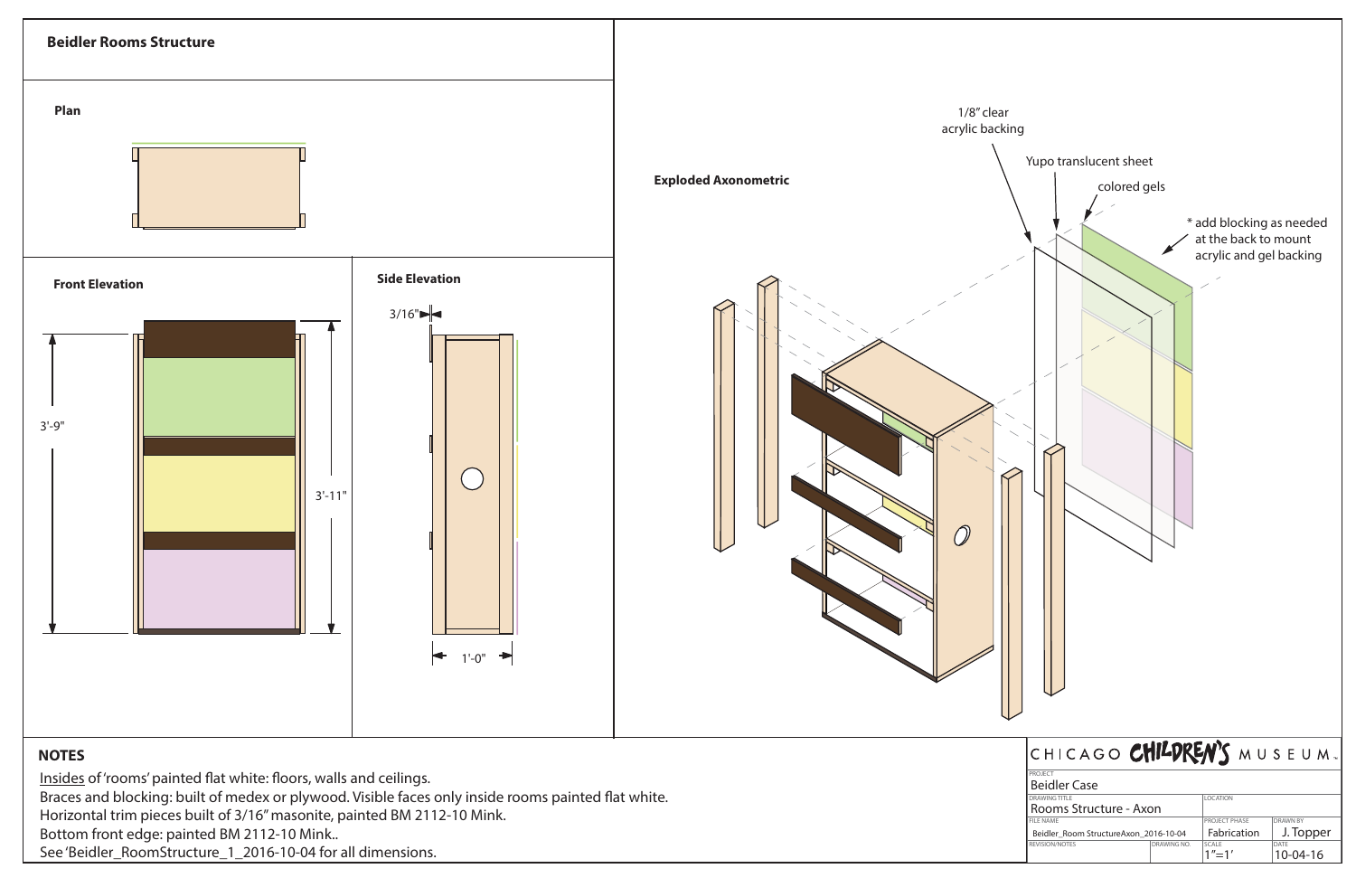## Beidler Rooms Structure

### Plan

### Front Elevation

3'-9"

3'-11"

### Side Elevation

3/16"

1'-0"

### Exploded Axonometric

1/8" clear acrylic backing

Yupo translucent sheet

colored gels

* add blocking as needed at the back to mount acrylic and gel backing

## NOTES

Insides of 'rooms' painted flat white: floors, walls and ceilings.
Braces and blocking: built of medex or plywood. Visible faces only inside rooms painted flat white.
Horizontal trim pieces built of 3/16" masonite, painted BM 2112-10 Mink.
Bottom front edge: painted BM 2112-10 Mink..
See 'Beidler_RoomStructure_1_2016-10-04 for all dimensions.

CHICAGO CHILDREN'S MUSEUM

| PROJECT | | | |
|---|---|---|---|
| Beidler Case | | | |
| DRAWING TITLE | | LOCATION | |
| Rooms Structure - Axon | | | |
| FILE NAME | | PROJECT PHASE | DRAWN BY |
| Beidler_Room StructureAxon_2016-10-04 | | Fabrication | J. Topper |
| REVISION/NOTES | DRAWING NO. | SCALE | DATE |
| | | 1"=1' | 10-04-16 |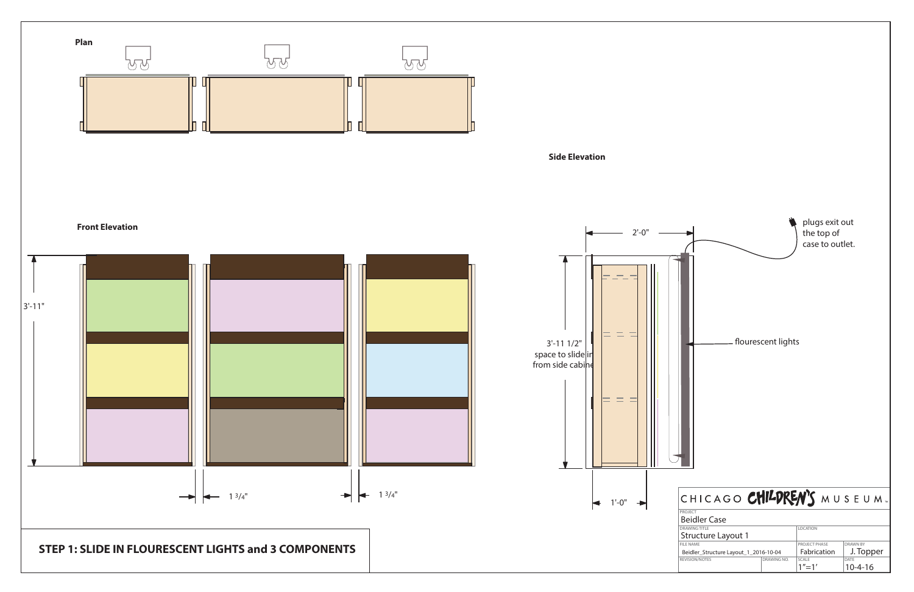**Plan**

**Front Elevation**

3'-11"

1 3/4"

1 3/4"

**Side Elevation**

2'-0"

3'-11 1/2"
space to slide in
from side cabine

1'-0"

flourescent lights

plugs exit out the top of case to outlet.

## STEP 1: SLIDE IN FLOURESCENT LIGHTS and 3 COMPONENTS

CHICAGO CHILDREN'S MUSEUM

| PROJECT | | | |
|---|---|---|---|
| Beidler Case | | | |
| DRAWING TITLE | | LOCATION | |
| Structure Layout 1 | | | |
| FILE NAME | | PROJECT PHASE | DRAWN BY |
| Beidler_Structure Layout_1_2016-10-04 | | Fabrication | J. Topper |
| REVISION/NOTES | DRAWING NO. | SCALE | DATE |
| | | 1"=1' | 10-4-16 |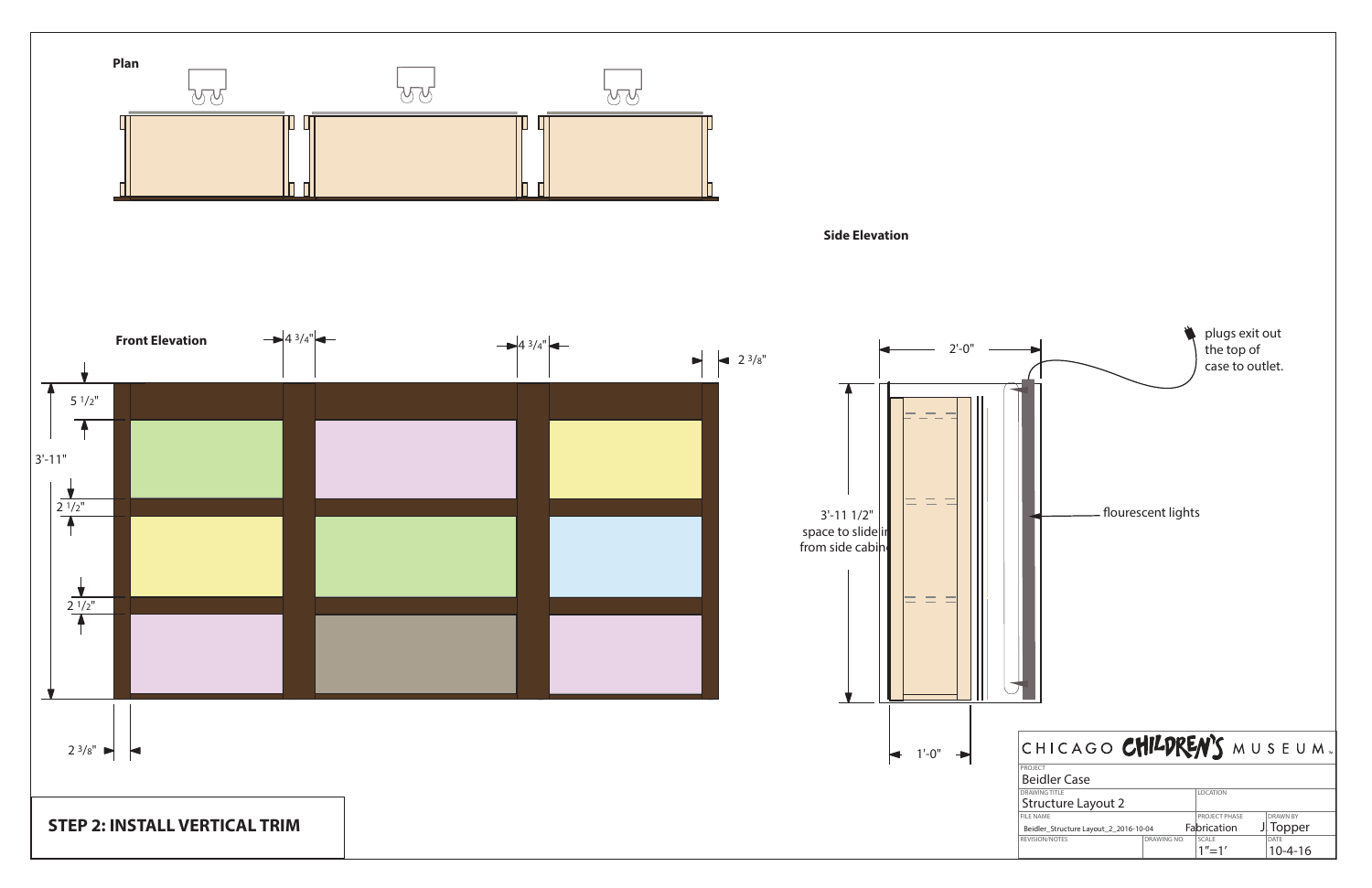**Plan**

**Side Elevation**

**Front Elevation**

4 3/4"

4 3/4"

2 3/8"

5 1/2"

3'-11"

2 1/2"

2 1/2"

2 3/8"

2'-0"

plugs exit out the top of case to outlet.

3'-11 1/2" space to slide in from side cabinet

flourescent lights

1'-0"

CHICAGO CHILDREN'S MUSEUM

| PROJECT | | | |
|---|---|---|---|
| Beidler Case | | | |
| DRAWING TITLE | | LOCATION | |
| Structure Layout 2 | | | |
| FILE NAME | | PROJECT PHASE | DRAWN BY |
| Beidler_Structure Layout_2_2016-10-04 | | Fabrication | J Topper |
| REVISION/NOTES | DRAWING NO. | SCALE | DATE |
| | | 1"=1' | 10-4-16 |

**STEP 2: INSTALL VERTICAL TRIM**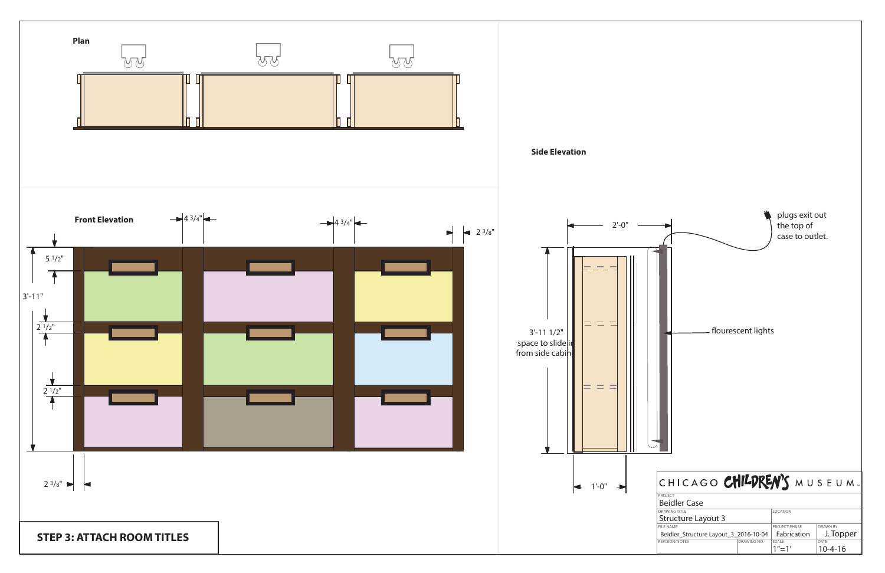**Plan**

**Front Elevation**

4 3/4"

4 3/4"

2 3/8"

5 1/2"

3'-11"

2 1/2"

2 1/2"

2 3/8"

**Side Elevation**

2'-0"

plugs exit out the top of case to outlet.

3'-11 1/2" space to slide in from side cabin

flourescent lights

1'-0"

**STEP 3: ATTACH ROOM TITLES**

CHICAGO CHILDREN'S MUSEUM

| | | |
|---|---|---|
| PROJECT Beidler Case | | |
| DRAWING TITLE Structure Layout 3 | LOCATION | |
| FILE NAME Beidler_Structure Layout_3_2016-10-04 | PROJECT PHASE Fabrication | DRAWN BY J. Topper |
| REVISION/NOTES / DRAWING NO. | SCALE 1"=1' | DATE 10-4-16 |